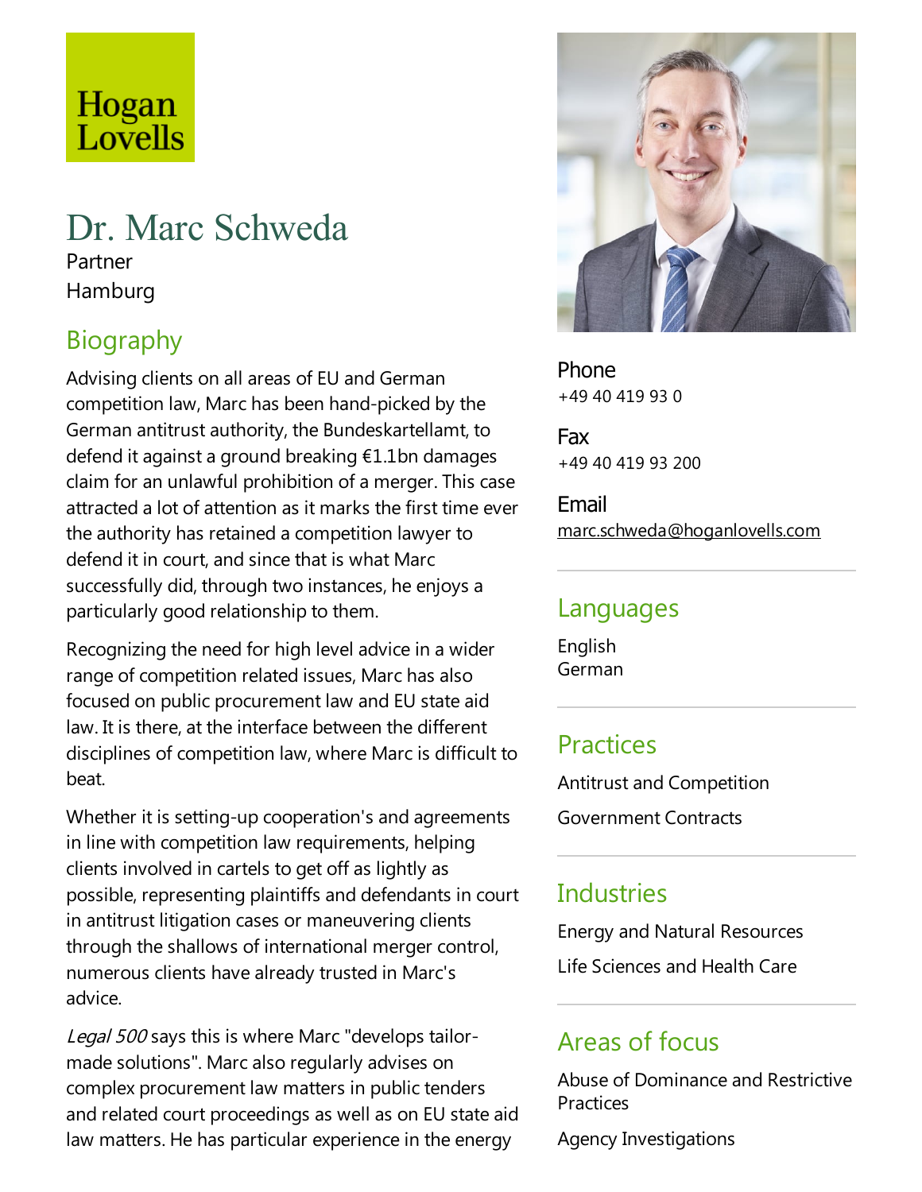Hogan Lovells

# Dr. Marc Schweda

Partner

Hamburg

## Biography

Advising clients on all areas of EU and German competition law, Marc has been hand-picked by the German antitrust authority, the Bundeskartellamt, to defend it against a ground breaking €1.1bn damages claim for an unlawful prohibition of a merger. This case attracted a lot of attention as it marks the first time ever the authority has retained a competition lawyer to defend it in court, and since that is what Marc successfully did, through two instances, he enjoys a particularly good relationship to them.

Recognizing the need for high level advice in a wider range of competition related issues, Marc has also focused on public procurement law and EU state aid law. It is there, at the interface between the different disciplines of competition law, where Marc is difficult to beat.

Whether it is setting-up cooperation's and agreements in line with competition law requirements, helping clients involved in cartels to get off as lightly as possible, representing plaintiffs and defendants in court in antitrust litigation cases or maneuvering clients through the shallows of international merger control, numerous clients have already trusted in Marc's advice.

*Legal 500* says this is where Marc "develops tailor-made solutions". Marc also regularly advises on complex procurement law matters in public tenders and related court proceedings as well as on EU state aid law matters. He has particular experience in the energy

**Phone**
+49 40 419 93 0

**Fax**
+49 40 419 93 200

**Email**
marc.schweda@hoganlovells.com

## Languages

English
German

## Practices

Antitrust and Competition

Government Contracts

## Industries

Energy and Natural Resources

Life Sciences and Health Care

## Areas of focus

Abuse of Dominance and Restrictive Practices

Agency Investigations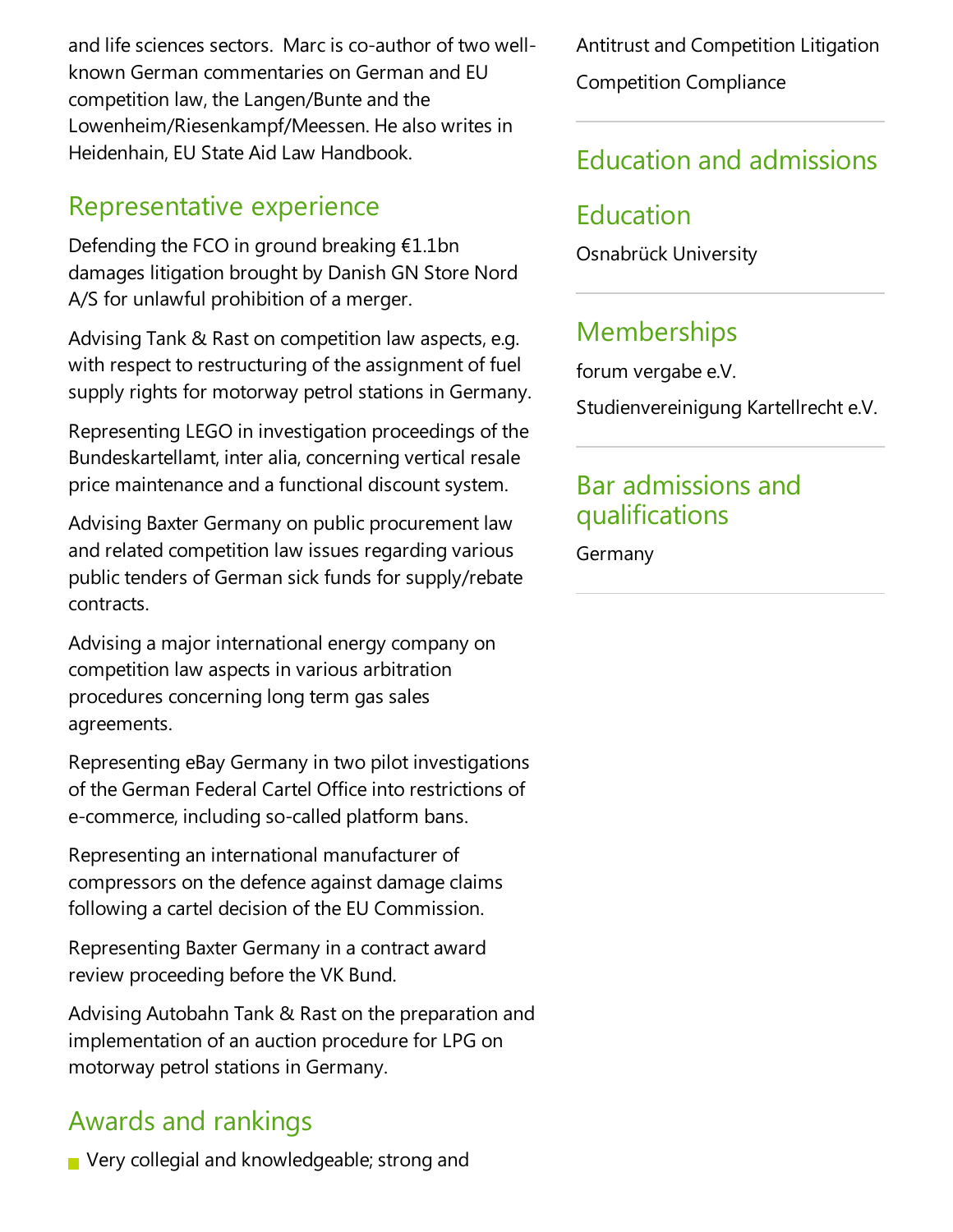and life sciences sectors. Marc is co-author of two well-known German commentaries on German and EU competition law, the Langen/Bunte and the Lowenheim/Riesenkampf/Meessen. He also writes in Heidenhain, EU State Aid Law Handbook.

## Representative experience

Defending the FCO in ground breaking €1.1bn damages litigation brought by Danish GN Store Nord A/S for unlawful prohibition of a merger.

Advising Tank & Rast on competition law aspects, e.g. with respect to restructuring of the assignment of fuel supply rights for motorway petrol stations in Germany.

Representing LEGO in investigation proceedings of the Bundeskartellamt, inter alia, concerning vertical resale price maintenance and a functional discount system.

Advising Baxter Germany on public procurement law and related competition law issues regarding various public tenders of German sick funds for supply/rebate contracts.

Advising a major international energy company on competition law aspects in various arbitration procedures concerning long term gas sales agreements.

Representing eBay Germany in two pilot investigations of the German Federal Cartel Office into restrictions of e-commerce, including so-called platform bans.

Representing an international manufacturer of compressors on the defence against damage claims following a cartel decision of the EU Commission.

Representing Baxter Germany in a contract award review proceeding before the VK Bund.

Advising Autobahn Tank & Rast on the preparation and implementation of an auction procedure for LPG on motorway petrol stations in Germany.

## Awards and rankings

- Very collegial and knowledgeable; strong and

Antitrust and Competition Litigation

Competition Compliance

## Education and admissions

## Education

Osnabrück University

## Memberships

forum vergabe e.V.

Studienvereinigung Kartellrecht e.V.

## Bar admissions and qualifications

Germany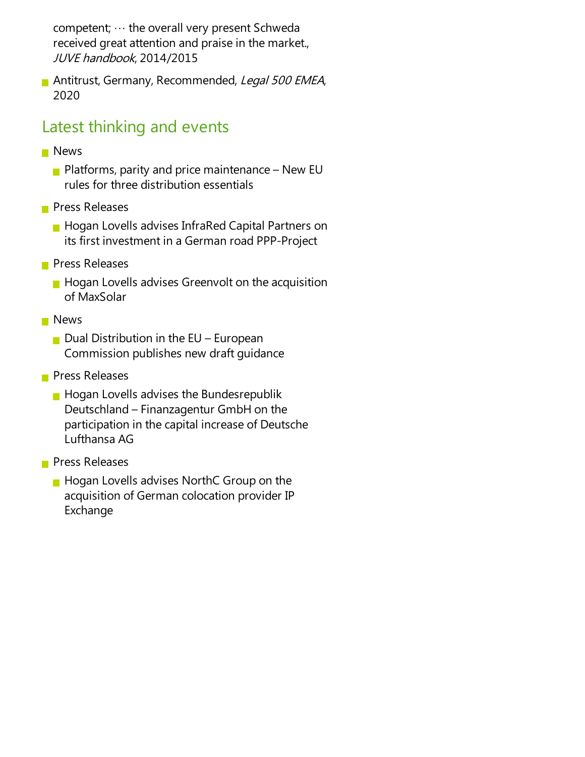competent; ⋯ the overall very present Schweda received great attention and praise in the market., *JUVE handbook*, 2014/2015

- Antitrust, Germany, Recommended, *Legal 500 EMEA*, 2020

## Latest thinking and events

- News
  - Platforms, parity and price maintenance – New EU rules for three distribution essentials
- Press Releases
  - Hogan Lovells advises InfraRed Capital Partners on its first investment in a German road PPP-Project
- Press Releases
  - Hogan Lovells advises Greenvolt on the acquisition of MaxSolar
- News
  - Dual Distribution in the EU – European Commission publishes new draft guidance
- Press Releases
  - Hogan Lovells advises the Bundesrepublik Deutschland – Finanzagentur GmbH on the participation in the capital increase of Deutsche Lufthansa AG
- Press Releases
  - Hogan Lovells advises NorthC Group on the acquisition of German colocation provider IP Exchange